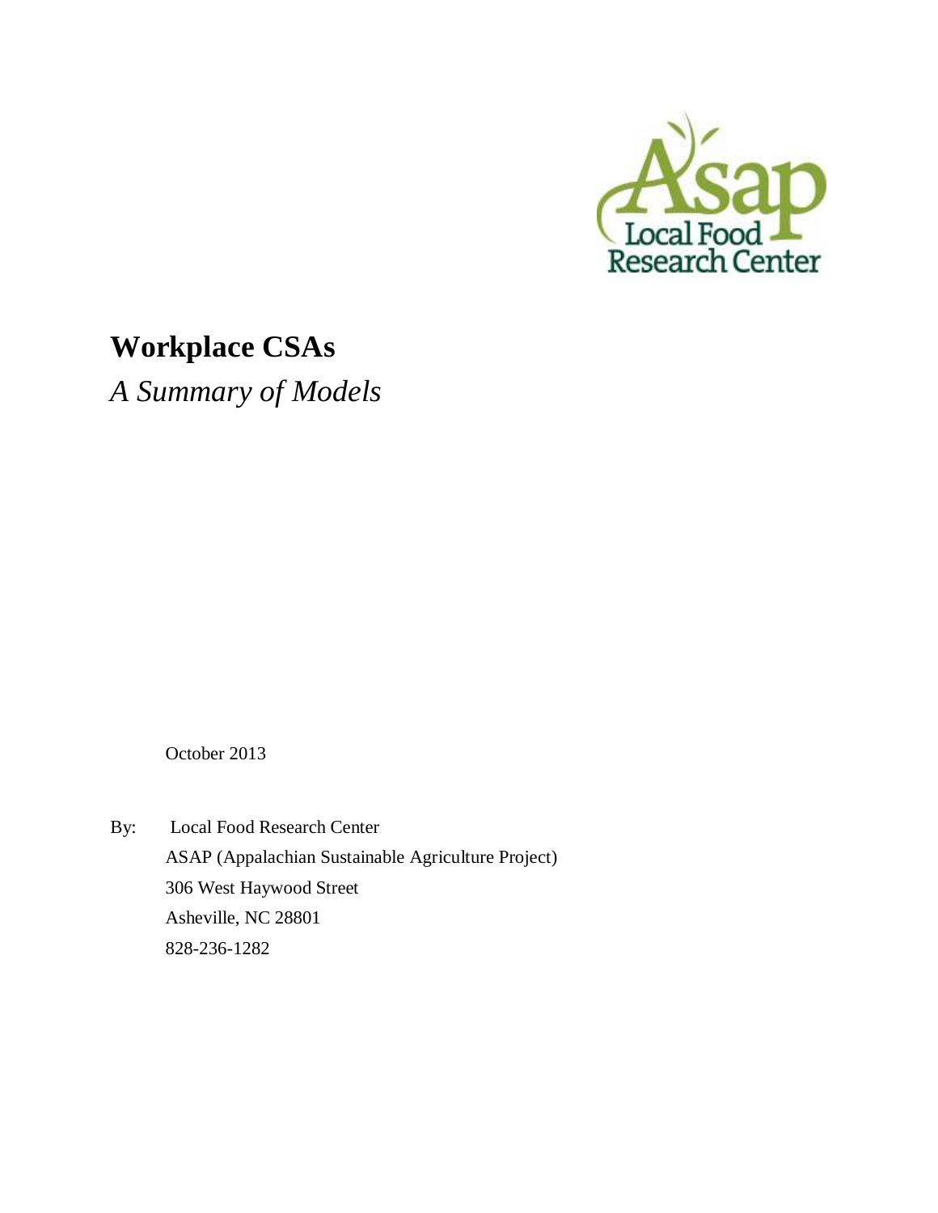Asap
Local Food
Research Center

# Workplace CSAs

*A Summary of Models*

October 2013

By: Local Food Research Center
ASAP (Appalachian Sustainable Agriculture Project)
306 West Haywood Street
Asheville, NC 28801
828-236-1282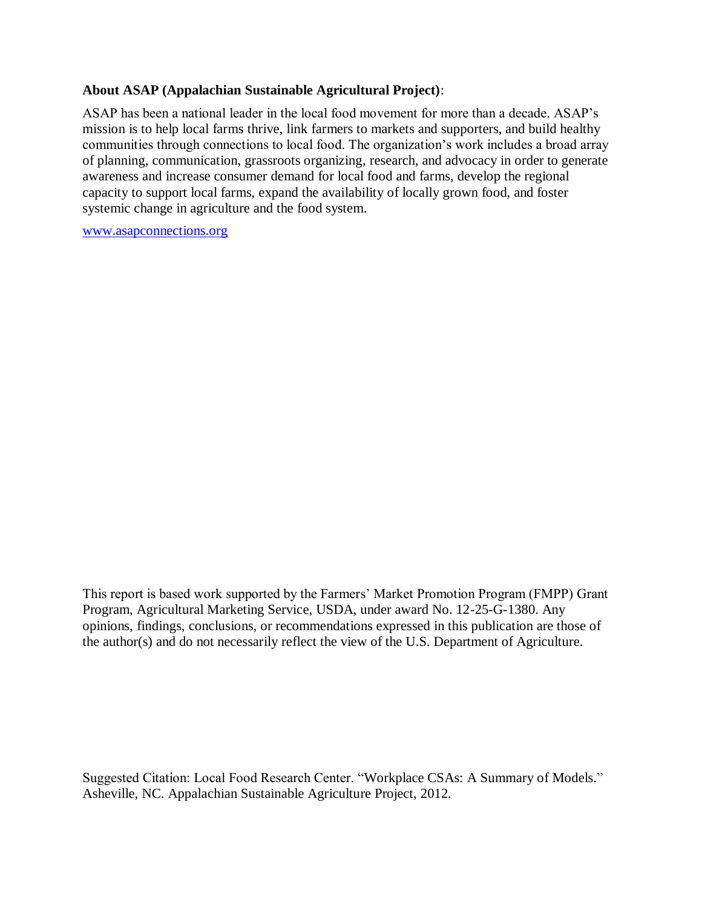**About ASAP (Appalachian Sustainable Agricultural Project)**:

ASAP has been a national leader in the local food movement for more than a decade. ASAP's mission is to help local farms thrive, link farmers to markets and supporters, and build healthy communities through connections to local food. The organization's work includes a broad array of planning, communication, grassroots organizing, research, and advocacy in order to generate awareness and increase consumer demand for local food and farms, develop the regional capacity to support local farms, expand the availability of locally grown food, and foster systemic change in agriculture and the food system.

[www.asapconnections.org](http://www.asapconnections.org)

This report is based work supported by the Farmers' Market Promotion Program (FMPP) Grant Program, Agricultural Marketing Service, USDA, under award No. 12-25-G-1380. Any opinions, findings, conclusions, or recommendations expressed in this publication are those of the author(s) and do not necessarily reflect the view of the U.S. Department of Agriculture.

Suggested Citation: Local Food Research Center. "Workplace CSAs: A Summary of Models." Asheville, NC. Appalachian Sustainable Agriculture Project, 2012.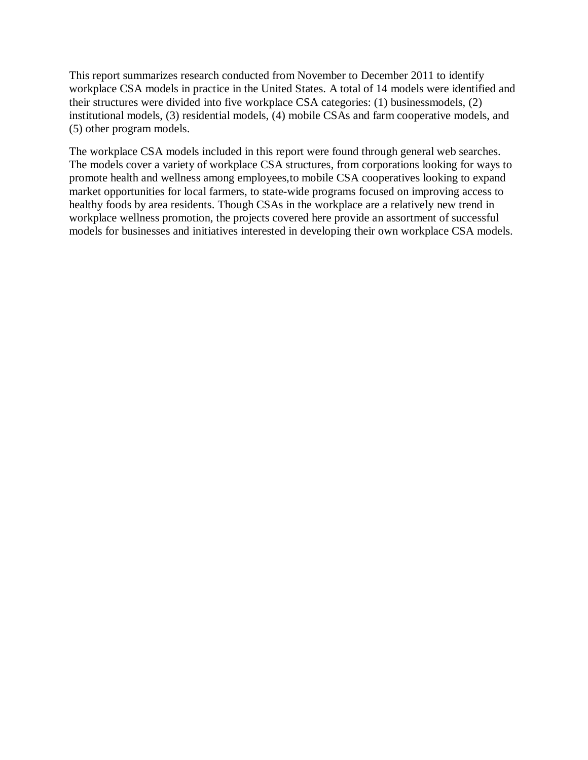This report summarizes research conducted from November to December 2011 to identify workplace CSA models in practice in the United States. A total of 14 models were identified and their structures were divided into five workplace CSA categories: (1) businessmodels, (2) institutional models, (3) residential models, (4) mobile CSAs and farm cooperative models, and (5) other program models.

The workplace CSA models included in this report were found through general web searches. The models cover a variety of workplace CSA structures, from corporations looking for ways to promote health and wellness among employees,to mobile CSA cooperatives looking to expand market opportunities for local farmers, to state-wide programs focused on improving access to healthy foods by area residents. Though CSAs in the workplace are a relatively new trend in workplace wellness promotion, the projects covered here provide an assortment of successful models for businesses and initiatives interested in developing their own workplace CSA models.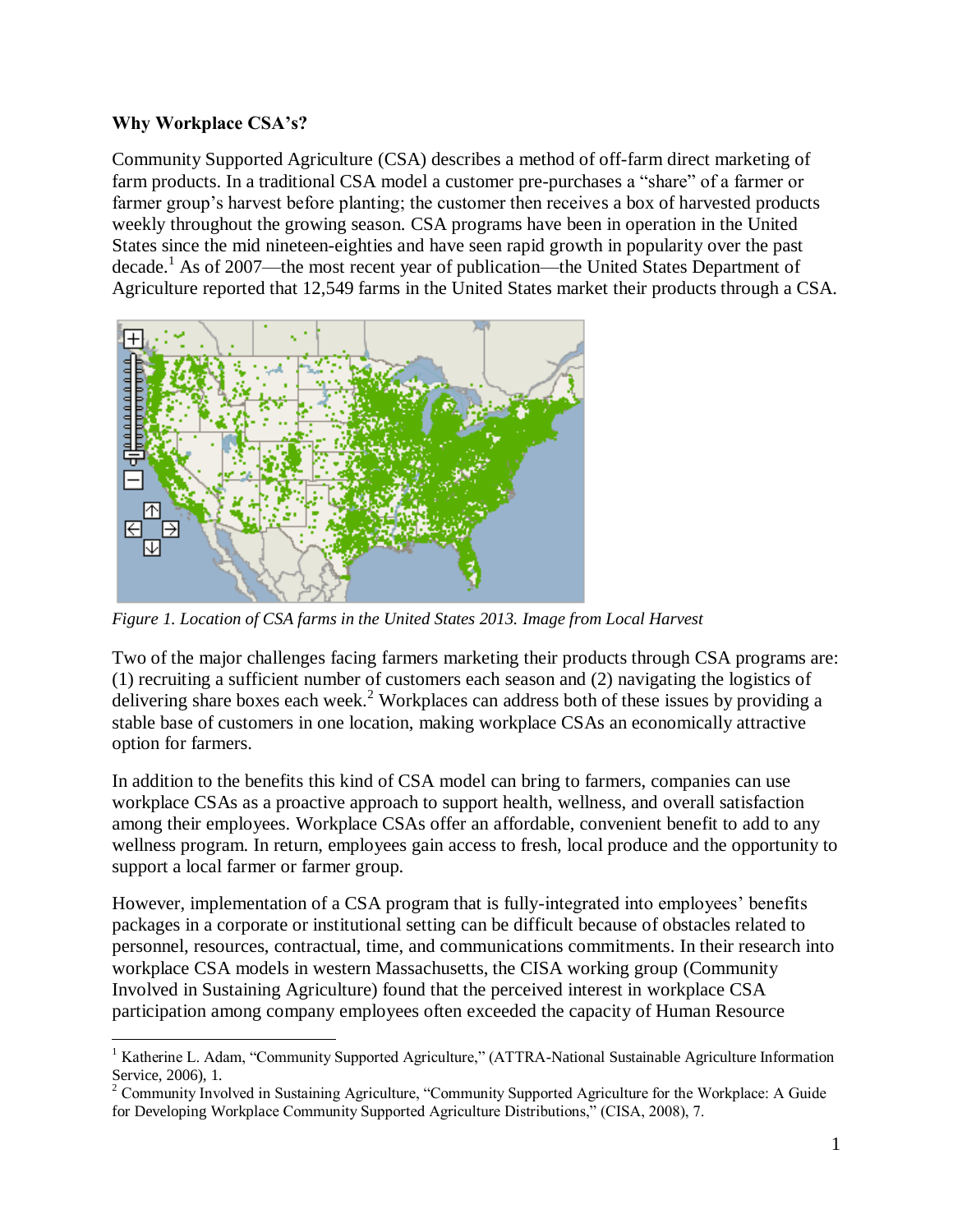**Why Workplace CSA's?**

Community Supported Agriculture (CSA) describes a method of off-farm direct marketing of farm products. In a traditional CSA model a customer pre-purchases a "share" of a farmer or farmer group's harvest before planting; the customer then receives a box of harvested products weekly throughout the growing season. CSA programs have been in operation in the United States since the mid nineteen-eighties and have seen rapid growth in popularity over the past decade.[1] As of 2007—the most recent year of publication—the United States Department of Agriculture reported that 12,549 farms in the United States market their products through a CSA.

*Figure 1. Location of CSA farms in the United States 2013. Image from Local Harvest*

Two of the major challenges facing farmers marketing their products through CSA programs are: (1) recruiting a sufficient number of customers each season and (2) navigating the logistics of delivering share boxes each week.[2] Workplaces can address both of these issues by providing a stable base of customers in one location, making workplace CSAs an economically attractive option for farmers.

In addition to the benefits this kind of CSA model can bring to farmers, companies can use workplace CSAs as a proactive approach to support health, wellness, and overall satisfaction among their employees. Workplace CSAs offer an affordable, convenient benefit to add to any wellness program. In return, employees gain access to fresh, local produce and the opportunity to support a local farmer or farmer group.

However, implementation of a CSA program that is fully-integrated into employees' benefits packages in a corporate or institutional setting can be difficult because of obstacles related to personnel, resources, contractual, time, and communications commitments. In their research into workplace CSA models in western Massachusetts, the CISA working group (Community Involved in Sustaining Agriculture) found that the perceived interest in workplace CSA participation among company employees often exceeded the capacity of Human Resource

[1] Katherine L. Adam, "Community Supported Agriculture," (ATTRA-National Sustainable Agriculture Information Service, 2006), 1.

[2] Community Involved in Sustaining Agriculture, "Community Supported Agriculture for the Workplace: A Guide for Developing Workplace Community Supported Agriculture Distributions," (CISA, 2008), 7.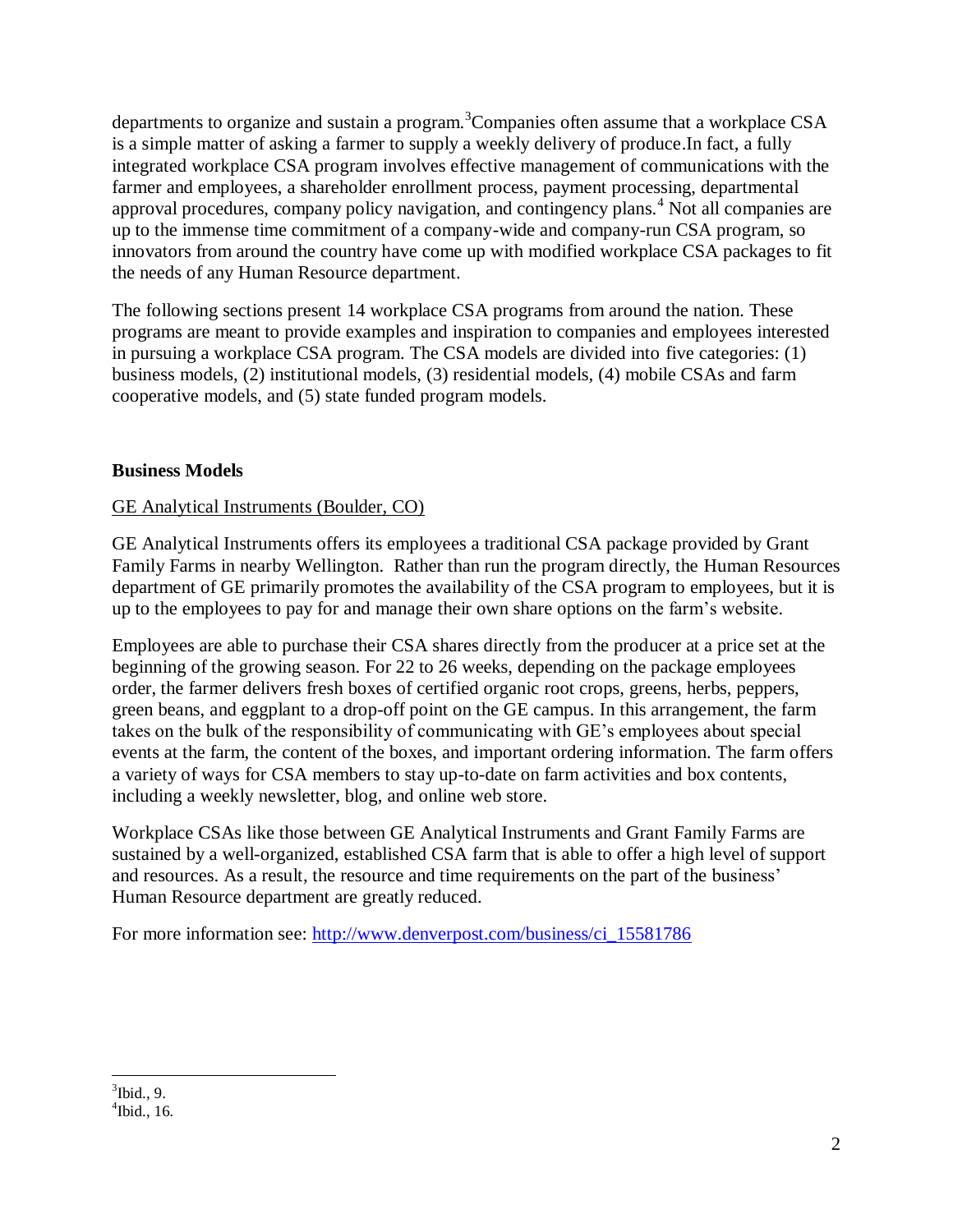departments to organize and sustain a program.[3] Companies often assume that a workplace CSA is a simple matter of asking a farmer to supply a weekly delivery of produce. In fact, a fully integrated workplace CSA program involves effective management of communications with the farmer and employees, a shareholder enrollment process, payment processing, departmental approval procedures, company policy navigation, and contingency plans.[4] Not all companies are up to the immense time commitment of a company-wide and company-run CSA program, so innovators from around the country have come up with modified workplace CSA packages to fit the needs of any Human Resource department.

The following sections present 14 workplace CSA programs from around the nation. These programs are meant to provide examples and inspiration to companies and employees interested in pursuing a workplace CSA program. The CSA models are divided into five categories: (1) business models, (2) institutional models, (3) residential models, (4) mobile CSAs and farm cooperative models, and (5) state funded program models.

## Business Models

### GE Analytical Instruments (Boulder, CO)

GE Analytical Instruments offers its employees a traditional CSA package provided by Grant Family Farms in nearby Wellington. Rather than run the program directly, the Human Resources department of GE primarily promotes the availability of the CSA program to employees, but it is up to the employees to pay for and manage their own share options on the farm's website.

Employees are able to purchase their CSA shares directly from the producer at a price set at the beginning of the growing season. For 22 to 26 weeks, depending on the package employees order, the farmer delivers fresh boxes of certified organic root crops, greens, herbs, peppers, green beans, and eggplant to a drop-off point on the GE campus. In this arrangement, the farm takes on the bulk of the responsibility of communicating with GE's employees about special events at the farm, the content of the boxes, and important ordering information. The farm offers a variety of ways for CSA members to stay up-to-date on farm activities and box contents, including a weekly newsletter, blog, and online web store.

Workplace CSAs like those between GE Analytical Instruments and Grant Family Farms are sustained by a well-organized, established CSA farm that is able to offer a high level of support and resources. As a result, the resource and time requirements on the part of the business' Human Resource department are greatly reduced.

For more information see: http://www.denverpost.com/business/ci_15581786

---

[3] Ibid., 9.

[4] Ibid., 16.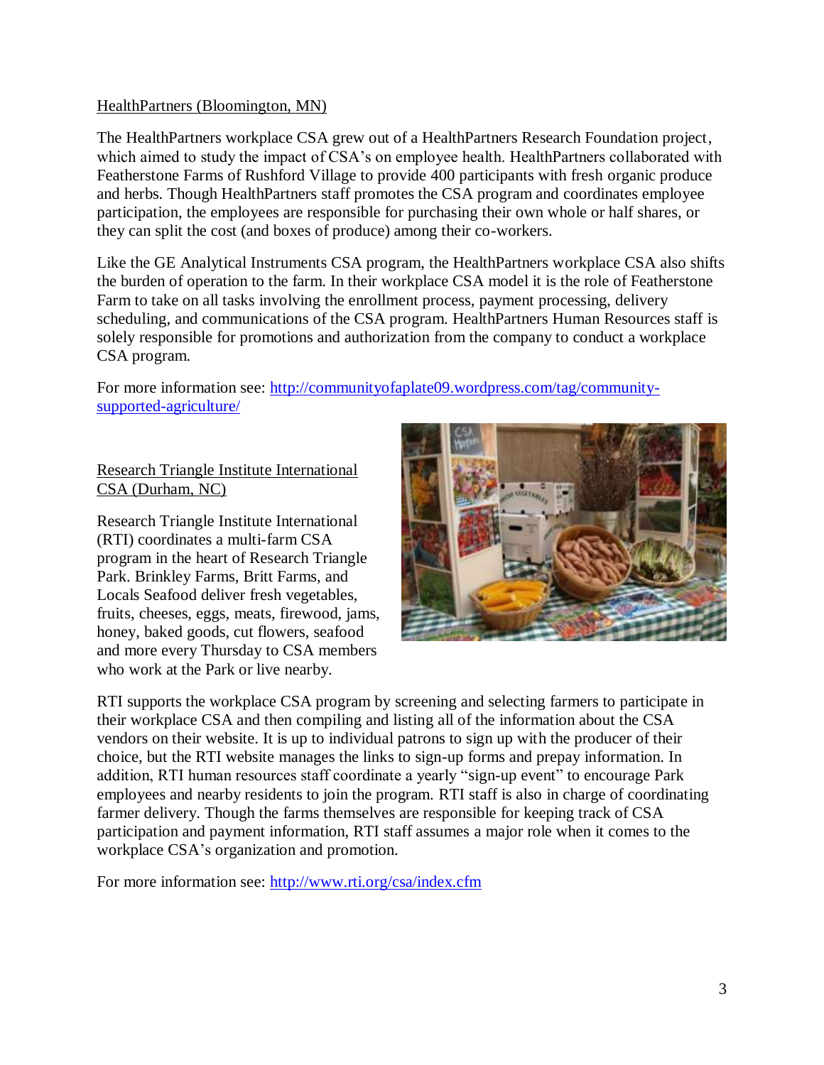HealthPartners (Bloomington, MN)

The HealthPartners workplace CSA grew out of a HealthPartners Research Foundation project, which aimed to study the impact of CSA's on employee health. HealthPartners collaborated with Featherstone Farms of Rushford Village to provide 400 participants with fresh organic produce and herbs. Though HealthPartners staff promotes the CSA program and coordinates employee participation, the employees are responsible for purchasing their own whole or half shares, or they can split the cost (and boxes of produce) among their co-workers.

Like the GE Analytical Instruments CSA program, the HealthPartners workplace CSA also shifts the burden of operation to the farm. In their workplace CSA model it is the role of Featherstone Farm to take on all tasks involving the enrollment process, payment processing, delivery scheduling, and communications of the CSA program. HealthPartners Human Resources staff is solely responsible for promotions and authorization from the company to conduct a workplace CSA program.

For more information see: http://communityofaplate09.wordpress.com/tag/community-supported-agriculture/

Research Triangle Institute International CSA (Durham, NC)

Research Triangle Institute International (RTI) coordinates a multi-farm CSA program in the heart of Research Triangle Park. Brinkley Farms, Britt Farms, and Locals Seafood deliver fresh vegetables, fruits, cheeses, eggs, meats, firewood, jams, honey, baked goods, cut flowers, seafood and more every Thursday to CSA members who work at the Park or live nearby.

RTI supports the workplace CSA program by screening and selecting farmers to participate in their workplace CSA and then compiling and listing all of the information about the CSA vendors on their website. It is up to individual patrons to sign up with the producer of their choice, but the RTI website manages the links to sign-up forms and prepay information. In addition, RTI human resources staff coordinate a yearly "sign-up event" to encourage Park employees and nearby residents to join the program. RTI staff is also in charge of coordinating farmer delivery. Though the farms themselves are responsible for keeping track of CSA participation and payment information, RTI staff assumes a major role when it comes to the workplace CSA's organization and promotion.

For more information see: http://www.rti.org/csa/index.cfm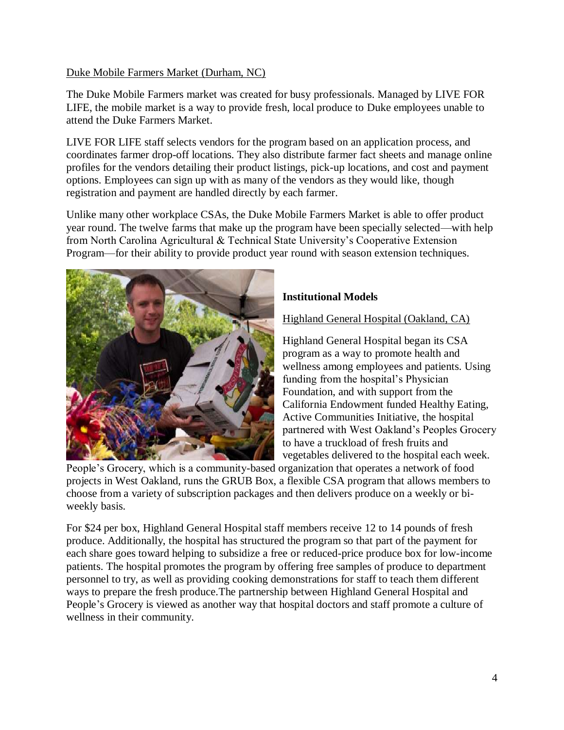Duke Mobile Farmers Market (Durham, NC)

The Duke Mobile Farmers market was created for busy professionals. Managed by LIVE FOR LIFE, the mobile market is a way to provide fresh, local produce to Duke employees unable to attend the Duke Farmers Market.

LIVE FOR LIFE staff selects vendors for the program based on an application process, and coordinates farmer drop-off locations. They also distribute farmer fact sheets and manage online profiles for the vendors detailing their product listings, pick-up locations, and cost and payment options. Employees can sign up with as many of the vendors as they would like, though registration and payment are handled directly by each farmer.

Unlike many other workplace CSAs, the Duke Mobile Farmers Market is able to offer product year round. The twelve farms that make up the program have been specially selected—with help from North Carolina Agricultural & Technical State University's Cooperative Extension Program—for their ability to provide product year round with season extension techniques.

## Institutional Models

Highland General Hospital (Oakland, CA)

Highland General Hospital began its CSA program as a way to promote health and wellness among employees and patients. Using funding from the hospital's Physician Foundation, and with support from the California Endowment funded Healthy Eating, Active Communities Initiative, the hospital partnered with West Oakland's Peoples Grocery to have a truckload of fresh fruits and vegetables delivered to the hospital each week. People's Grocery, which is a community-based organization that operates a network of food projects in West Oakland, runs the GRUB Box, a flexible CSA program that allows members to choose from a variety of subscription packages and then delivers produce on a weekly or bi-weekly basis.

For $24 per box, Highland General Hospital staff members receive 12 to 14 pounds of fresh produce. Additionally, the hospital has structured the program so that part of the payment for each share goes toward helping to subsidize a free or reduced-price produce box for low-income patients. The hospital promotes the program by offering free samples of produce to department personnel to try, as well as providing cooking demonstrations for staff to teach them different ways to prepare the fresh produce.The partnership between Highland General Hospital and People's Grocery is viewed as another way that hospital doctors and staff promote a culture of wellness in their community.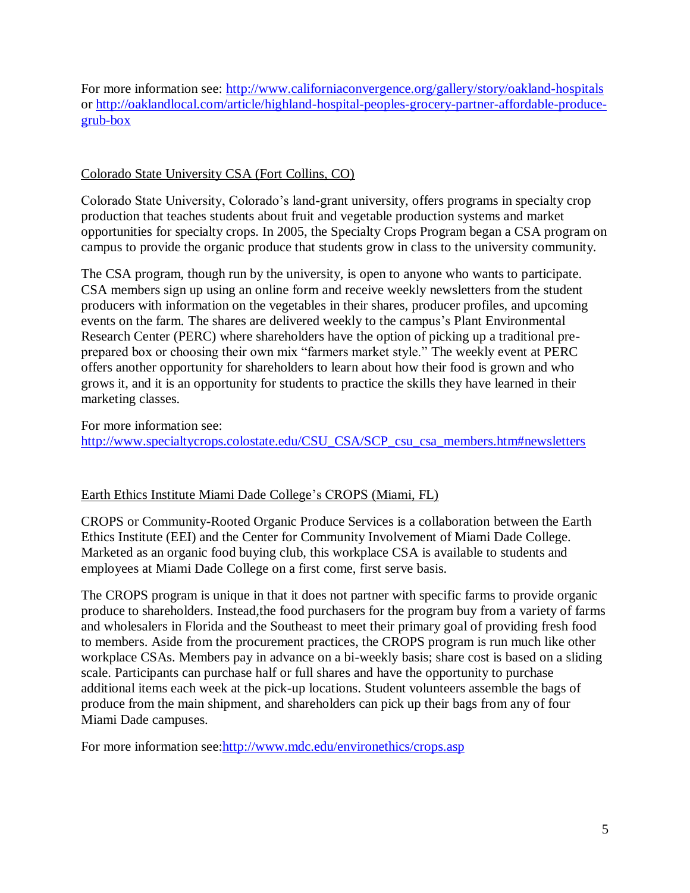For more information see: http://www.californiaconvergence.org/gallery/story/oakland-hospitals or http://oaklandlocal.com/article/highland-hospital-peoples-grocery-partner-affordable-produce-grub-box

Colorado State University CSA (Fort Collins, CO)

Colorado State University, Colorado's land-grant university, offers programs in specialty crop production that teaches students about fruit and vegetable production systems and market opportunities for specialty crops. In 2005, the Specialty Crops Program began a CSA program on campus to provide the organic produce that students grow in class to the university community.

The CSA program, though run by the university, is open to anyone who wants to participate. CSA members sign up using an online form and receive weekly newsletters from the student producers with information on the vegetables in their shares, producer profiles, and upcoming events on the farm. The shares are delivered weekly to the campus's Plant Environmental Research Center (PERC) where shareholders have the option of picking up a traditional pre-prepared box or choosing their own mix "farmers market style." The weekly event at PERC offers another opportunity for shareholders to learn about how their food is grown and who grows it, and it is an opportunity for students to practice the skills they have learned in their marketing classes.

For more information see: http://www.specialtycrops.colostate.edu/CSU_CSA/SCP_csu_csa_members.htm#newsletters

Earth Ethics Institute Miami Dade College's CROPS (Miami, FL)

CROPS or Community-Rooted Organic Produce Services is a collaboration between the Earth Ethics Institute (EEI) and the Center for Community Involvement of Miami Dade College. Marketed as an organic food buying club, this workplace CSA is available to students and employees at Miami Dade College on a first come, first serve basis.

The CROPS program is unique in that it does not partner with specific farms to provide organic produce to shareholders. Instead,the food purchasers for the program buy from a variety of farms and wholesalers in Florida and the Southeast to meet their primary goal of providing fresh food to members. Aside from the procurement practices, the CROPS program is run much like other workplace CSAs. Members pay in advance on a bi-weekly basis; share cost is based on a sliding scale. Participants can purchase half or full shares and have the opportunity to purchase additional items each week at the pick-up locations. Student volunteers assemble the bags of produce from the main shipment, and shareholders can pick up their bags from any of four Miami Dade campuses.

For more information see:http://www.mdc.edu/environethics/crops.asp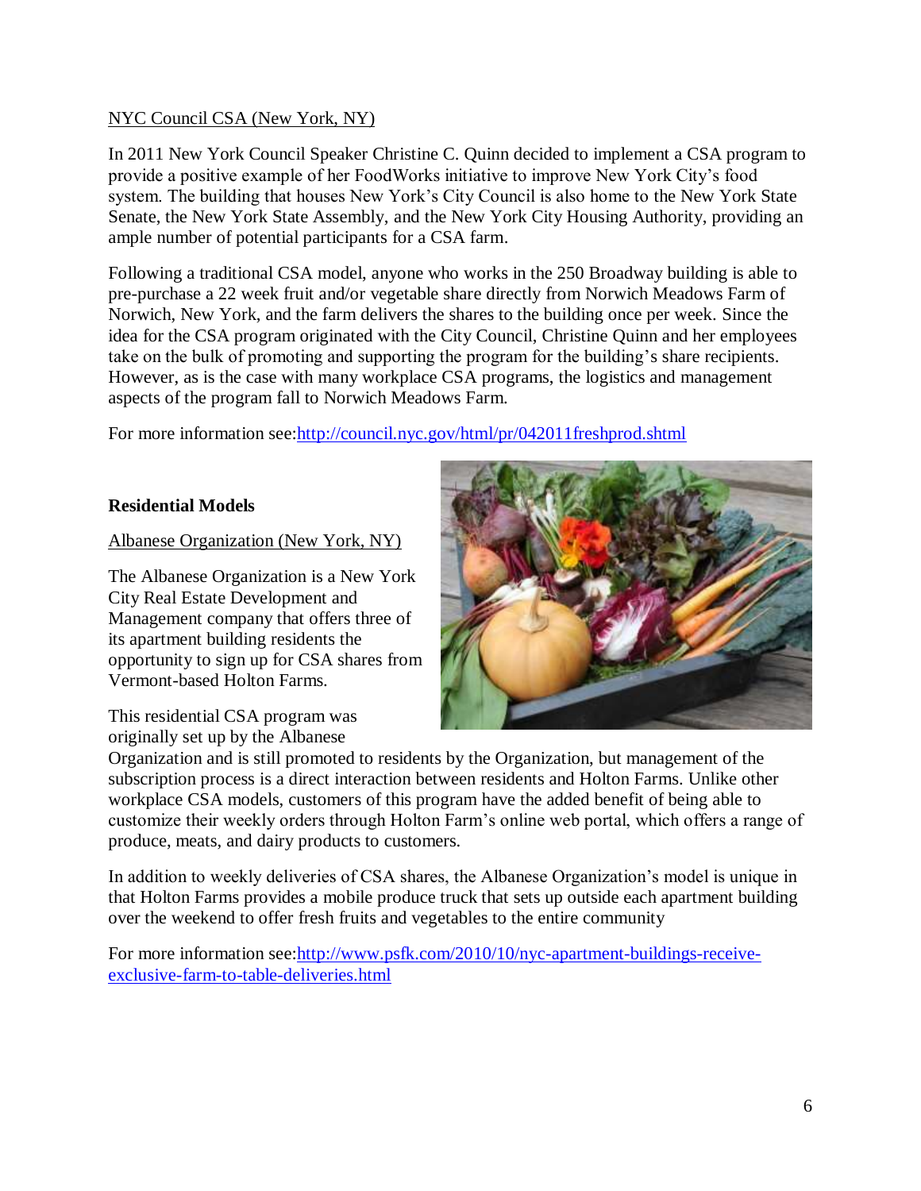NYC Council CSA (New York, NY)

In 2011 New York Council Speaker Christine C. Quinn decided to implement a CSA program to provide a positive example of her FoodWorks initiative to improve New York City's food system. The building that houses New York's City Council is also home to the New York State Senate, the New York State Assembly, and the New York City Housing Authority, providing an ample number of potential participants for a CSA farm.

Following a traditional CSA model, anyone who works in the 250 Broadway building is able to pre-purchase a 22 week fruit and/or vegetable share directly from Norwich Meadows Farm of Norwich, New York, and the farm delivers the shares to the building once per week. Since the idea for the CSA program originated with the City Council, Christine Quinn and her employees take on the bulk of promoting and supporting the program for the building's share recipients. However, as is the case with many workplace CSA programs, the logistics and management aspects of the program fall to Norwich Meadows Farm.

For more information see:http://council.nyc.gov/html/pr/042011freshprod.shtml

**Residential Models**

Albanese Organization (New York, NY)

The Albanese Organization is a New York City Real Estate Development and Management company that offers three of its apartment building residents the opportunity to sign up for CSA shares from Vermont-based Holton Farms.

This residential CSA program was originally set up by the Albanese Organization and is still promoted to residents by the Organization, but management of the subscription process is a direct interaction between residents and Holton Farms. Unlike other workplace CSA models, customers of this program have the added benefit of being able to customize their weekly orders through Holton Farm's online web portal, which offers a range of produce, meats, and dairy products to customers.

In addition to weekly deliveries of CSA shares, the Albanese Organization's model is unique in that Holton Farms provides a mobile produce truck that sets up outside each apartment building over the weekend to offer fresh fruits and vegetables to the entire community

For more information see:http://www.psfk.com/2010/10/nyc-apartment-buildings-receive-exclusive-farm-to-table-deliveries.html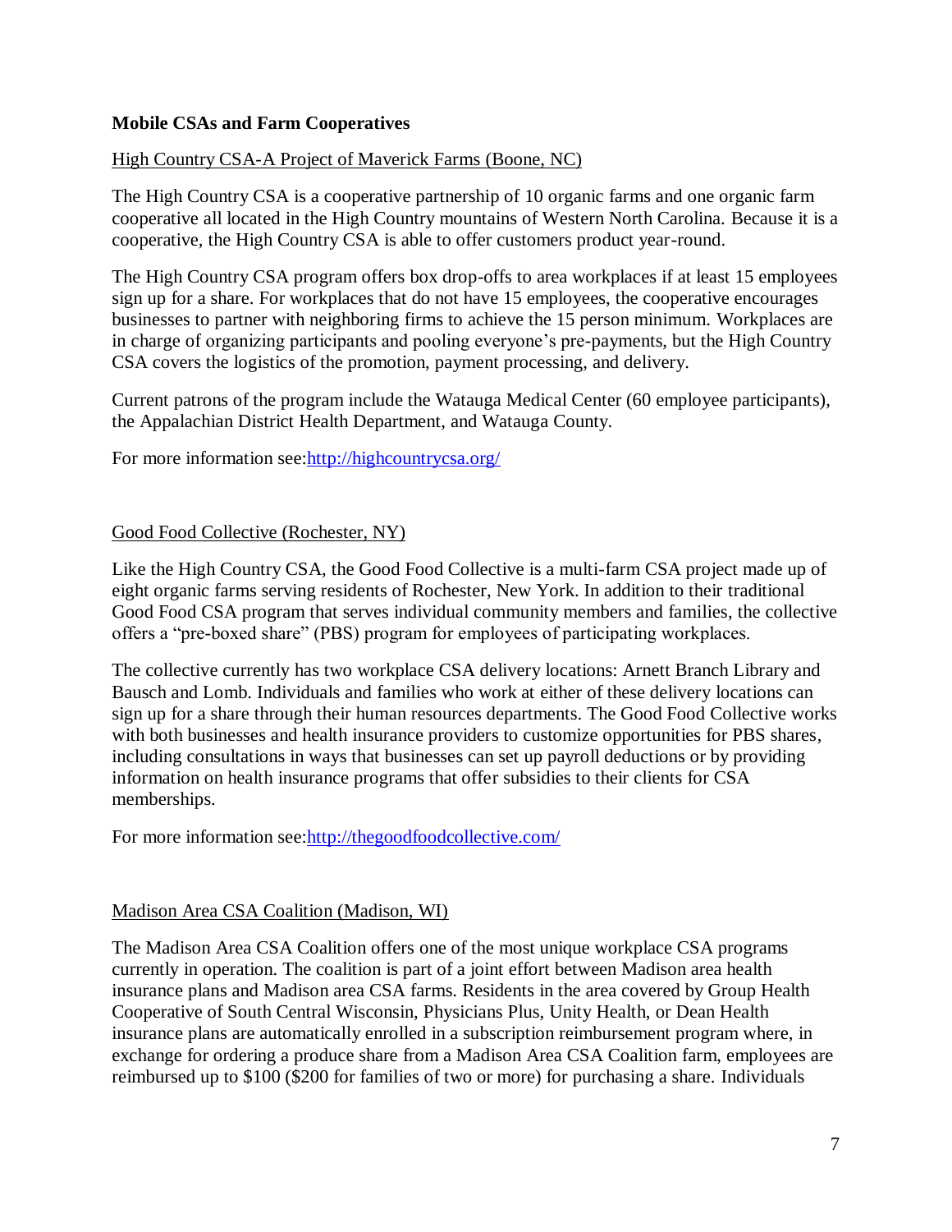**Mobile CSAs and Farm Cooperatives**

High Country CSA-A Project of Maverick Farms (Boone, NC)

The High Country CSA is a cooperative partnership of 10 organic farms and one organic farm cooperative all located in the High Country mountains of Western North Carolina. Because it is a cooperative, the High Country CSA is able to offer customers product year-round.

The High Country CSA program offers box drop-offs to area workplaces if at least 15 employees sign up for a share. For workplaces that do not have 15 employees, the cooperative encourages businesses to partner with neighboring firms to achieve the 15 person minimum. Workplaces are in charge of organizing participants and pooling everyone's pre-payments, but the High Country CSA covers the logistics of the promotion, payment processing, and delivery.

Current patrons of the program include the Watauga Medical Center (60 employee participants), the Appalachian District Health Department, and Watauga County.

For more information see:[http://highcountrycsa.org/](http://highcountrycsa.org/)

Good Food Collective (Rochester, NY)

Like the High Country CSA, the Good Food Collective is a multi-farm CSA project made up of eight organic farms serving residents of Rochester, New York. In addition to their traditional Good Food CSA program that serves individual community members and families, the collective offers a "pre-boxed share" (PBS) program for employees of participating workplaces.

The collective currently has two workplace CSA delivery locations: Arnett Branch Library and Bausch and Lomb. Individuals and families who work at either of these delivery locations can sign up for a share through their human resources departments. The Good Food Collective works with both businesses and health insurance providers to customize opportunities for PBS shares, including consultations in ways that businesses can set up payroll deductions or by providing information on health insurance programs that offer subsidies to their clients for CSA memberships.

For more information see:[http://thegoodfoodcollective.com/](http://thegoodfoodcollective.com/)

Madison Area CSA Coalition (Madison, WI)

The Madison Area CSA Coalition offers one of the most unique workplace CSA programs currently in operation. The coalition is part of a joint effort between Madison area health insurance plans and Madison area CSA farms. Residents in the area covered by Group Health Cooperative of South Central Wisconsin, Physicians Plus, Unity Health, or Dean Health insurance plans are automatically enrolled in a subscription reimbursement program where, in exchange for ordering a produce share from a Madison Area CSA Coalition farm, employees are reimbursed up to $100 ($200 for families of two or more) for purchasing a share. Individuals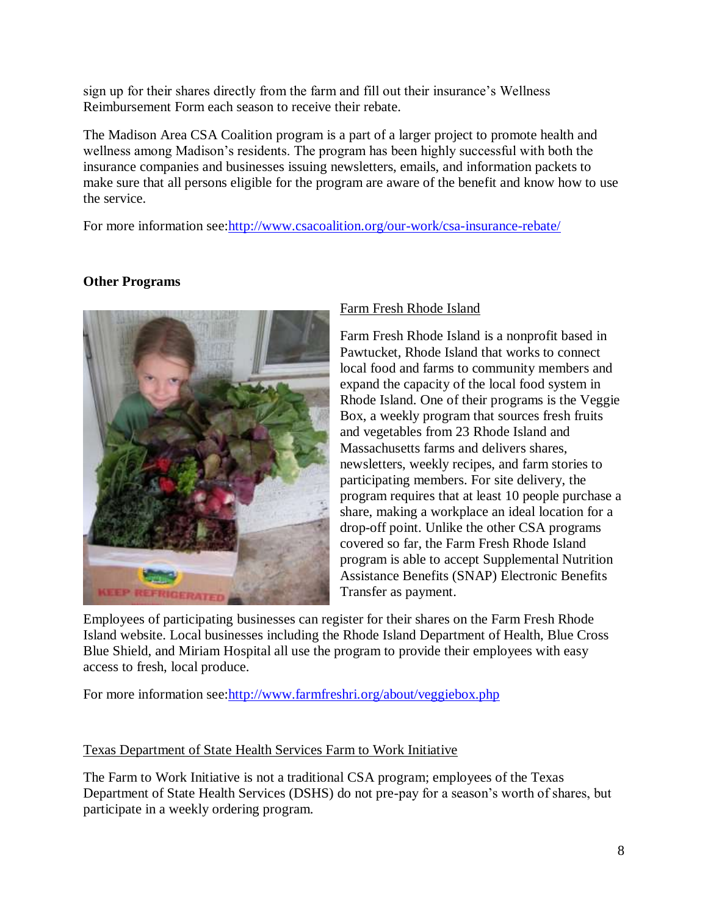sign up for their shares directly from the farm and fill out their insurance's Wellness Reimbursement Form each season to receive their rebate.

The Madison Area CSA Coalition program is a part of a larger project to promote health and wellness among Madison's residents. The program has been highly successful with both the insurance companies and businesses issuing newsletters, emails, and information packets to make sure that all persons eligible for the program are aware of the benefit and know how to use the service.

For more information see:http://www.csacoalition.org/our-work/csa-insurance-rebate/

**Other Programs**

Farm Fresh Rhode Island

Farm Fresh Rhode Island is a nonprofit based in Pawtucket, Rhode Island that works to connect local food and farms to community members and expand the capacity of the local food system in Rhode Island. One of their programs is the Veggie Box, a weekly program that sources fresh fruits and vegetables from 23 Rhode Island and Massachusetts farms and delivers shares, newsletters, weekly recipes, and farm stories to participating members. For site delivery, the program requires that at least 10 people purchase a share, making a workplace an ideal location for a drop-off point. Unlike the other CSA programs covered so far, the Farm Fresh Rhode Island program is able to accept Supplemental Nutrition Assistance Benefits (SNAP) Electronic Benefits Transfer as payment.

Employees of participating businesses can register for their shares on the Farm Fresh Rhode Island website. Local businesses including the Rhode Island Department of Health, Blue Cross Blue Shield, and Miriam Hospital all use the program to provide their employees with easy access to fresh, local produce.

For more information see:http://www.farmfreshri.org/about/veggiebox.php

Texas Department of State Health Services Farm to Work Initiative

The Farm to Work Initiative is not a traditional CSA program; employees of the Texas Department of State Health Services (DSHS) do not pre-pay for a season's worth of shares, but participate in a weekly ordering program.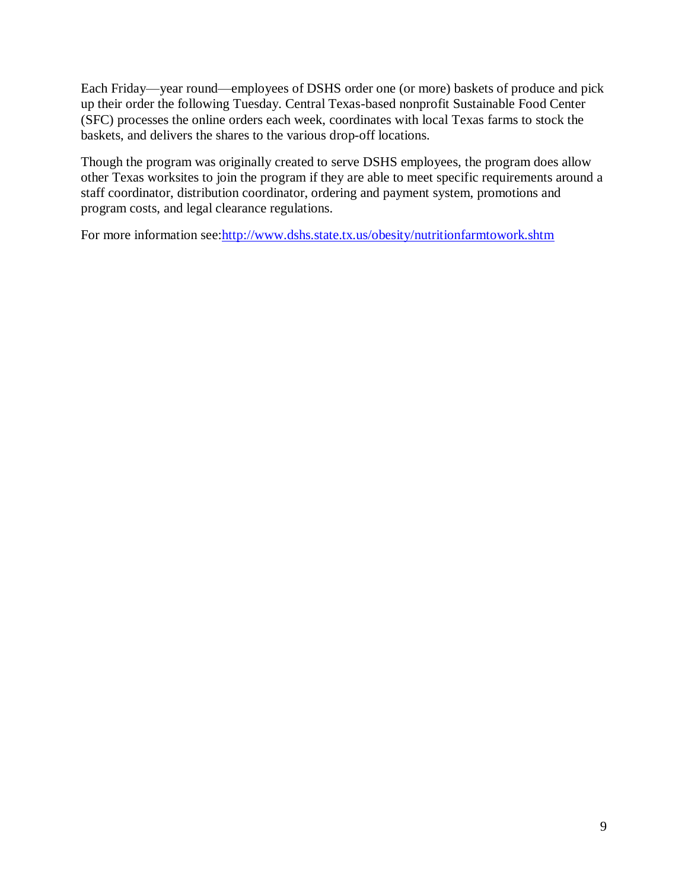Each Friday—year round—employees of DSHS order one (or more) baskets of produce and pick up their order the following Tuesday. Central Texas-based nonprofit Sustainable Food Center (SFC) processes the online orders each week, coordinates with local Texas farms to stock the baskets, and delivers the shares to the various drop-off locations.

Though the program was originally created to serve DSHS employees, the program does allow other Texas worksites to join the program if they are able to meet specific requirements around a staff coordinator, distribution coordinator, ordering and payment system, promotions and program costs, and legal clearance regulations.

For more information see:[http://www.dshs.state.tx.us/obesity/nutritionfarmtowork.shtm](http://www.dshs.state.tx.us/obesity/nutritionfarmtowork.shtm)